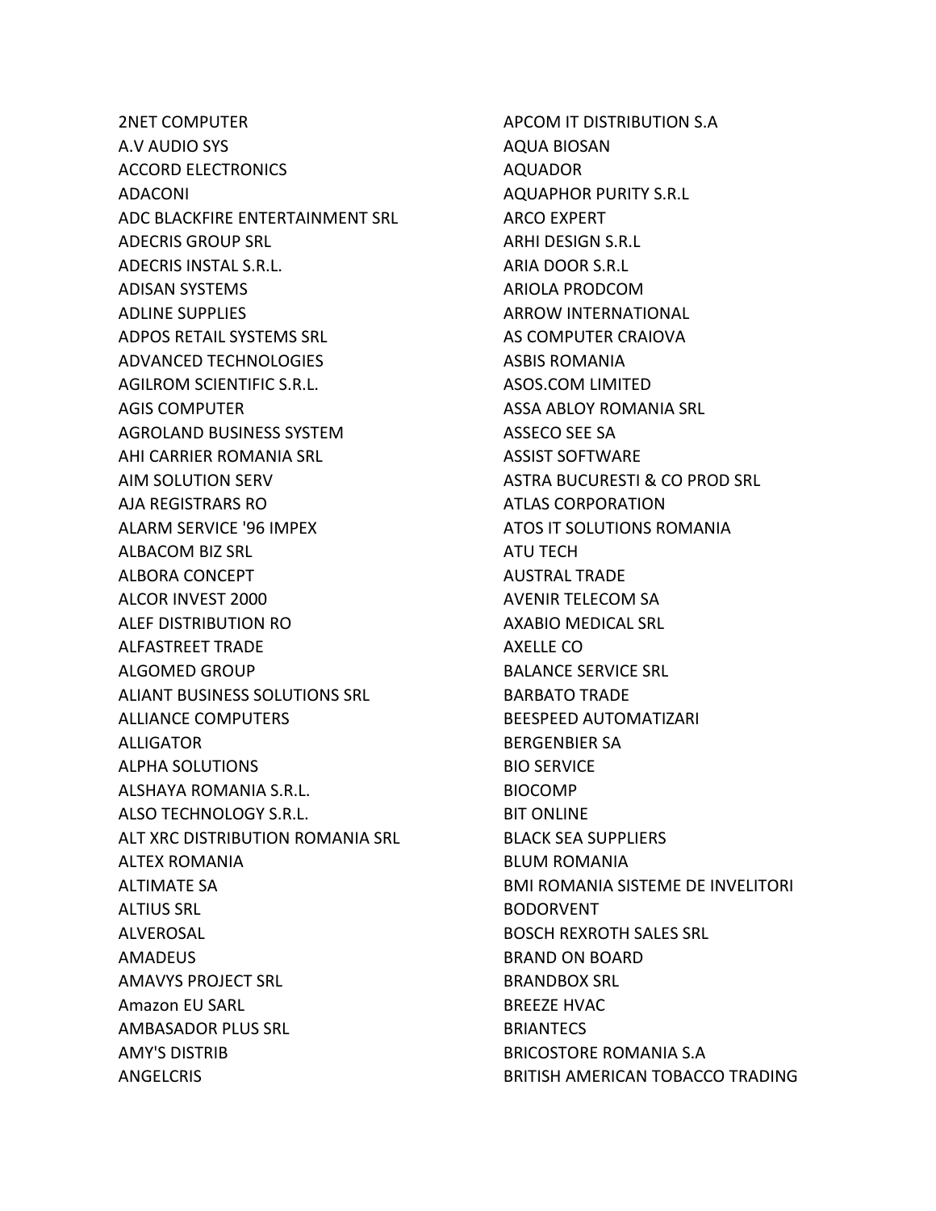2NET COMPUTER
A.V AUDIO SYS
ACCORD ELECTRONICS
ADACONI
ADC BLACKFIRE ENTERTAINMENT SRL
ADECRIS GROUP SRL
ADECRIS INSTAL S.R.L.
ADISAN SYSTEMS
ADLINE SUPPLIES
ADPOS RETAIL SYSTEMS SRL
ADVANCED TECHNOLOGIES
AGILROM SCIENTIFIC S.R.L.
AGIS COMPUTER
AGROLAND BUSINESS SYSTEM
AHI CARRIER ROMANIA SRL
AIM SOLUTION SERV
AJA REGISTRARS RO
ALARM SERVICE '96 IMPEX
ALBACOM BIZ SRL
ALBORA CONCEPT
ALCOR INVEST 2000
ALEF DISTRIBUTION RO
ALFASTREET TRADE
ALGOMED GROUP
ALIANT BUSINESS SOLUTIONS SRL
ALLIANCE COMPUTERS
ALLIGATOR
ALPHA SOLUTIONS
ALSHAYA ROMANIA S.R.L.
ALSO TECHNOLOGY S.R.L.
ALT XRC DISTRIBUTION ROMANIA SRL
ALTEX ROMANIA
ALTIMATE SA
ALTIUS SRL
ALVEROSAL
AMADEUS
AMAVYS PROJECT SRL
Amazon EU SARL
AMBASADOR PLUS SRL
AMY'S DISTRIB
ANGELCRIS
APCOM IT DISTRIBUTION S.A
AQUA BIOSAN
AQUADOR
AQUAPHOR PURITY S.R.L
ARCO EXPERT
ARHI DESIGN S.R.L
ARIA DOOR S.R.L
ARIOLA PRODCOM
ARROW INTERNATIONAL
AS COMPUTER CRAIOVA
ASBIS ROMANIA
ASOS.COM LIMITED
ASSA ABLOY ROMANIA SRL
ASSECO SEE SA
ASSIST SOFTWARE
ASTRA BUCURESTI & CO PROD SRL
ATLAS CORPORATION
ATOS IT SOLUTIONS ROMANIA
ATU TECH
AUSTRAL TRADE
AVENIR TELECOM SA
AXABIO MEDICAL SRL
AXELLE CO
BALANCE SERVICE SRL
BARBATO TRADE
BEESPEED AUTOMATIZARI
BERGENBIER SA
BIO SERVICE
BIOCOMP
BIT ONLINE
BLACK SEA SUPPLIERS
BLUM ROMANIA
BMI ROMANIA SISTEME DE INVELITORI
BODORVENT
BOSCH REXROTH SALES SRL
BRAND ON BOARD
BRANDBOX SRL
BREEZE HVAC
BRIANTECS
BRICOSTORE ROMANIA S.A
BRITISH AMERICAN TOBACCO TRADING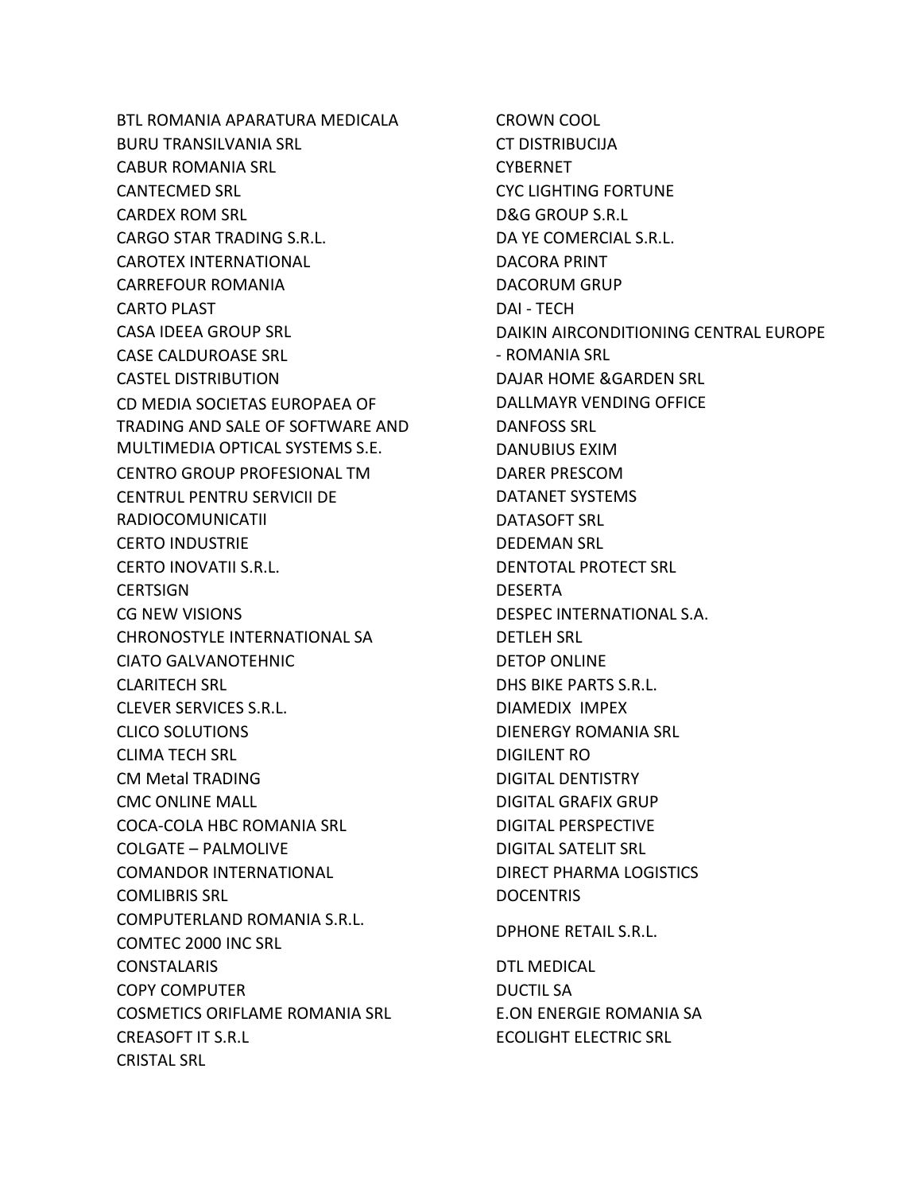BTL ROMANIA APARATURA MEDICALA
BURU TRANSILVANIA SRL
CABUR ROMANIA SRL
CANTECMED SRL
CARDEX ROM SRL
CARGO STAR TRADING S.R.L.
CAROTEX INTERNATIONAL
CARREFOUR ROMANIA
CARTO PLAST
CASA IDEEA GROUP SRL
CASE CALDUROASE SRL
CASTEL DISTRIBUTION
CD MEDIA SOCIETAS EUROPAEA OF TRADING AND SALE OF SOFTWARE AND MULTIMEDIA OPTICAL SYSTEMS S.E.
CENTRO GROUP PROFESIONAL TM
CENTRUL PENTRU SERVICII DE RADIOCOMUNICATII
CERTO INDUSTRIE
CERTO INOVATII S.R.L.
CERTSIGN
CG NEW VISIONS
CHRONOSTYLE INTERNATIONAL SA
CIATO GALVANOTEHNIC
CLARITECH SRL
CLEVER SERVICES S.R.L.
CLICO SOLUTIONS
CLIMA TECH SRL
CM Metal TRADING
CMC ONLINE MALL
COCA-COLA HBC ROMANIA SRL
COLGATE – PALMOLIVE
COMANDOR INTERNATIONAL
COMLIBRIS SRL
COMPUTERLAND ROMANIA S.R.L.
COMTEC 2000 INC SRL
CONSTALARIS
COPY COMPUTER
COSMETICS ORIFLAME ROMANIA SRL
CREASOFT IT S.R.L
CRISTAL SRL
CROWN COOL
CT DISTRIBUCIJA
CYBERNET
CYC LIGHTING FORTUNE
D&G GROUP S.R.L
DA YE COMERCIAL S.R.L.
DACORA PRINT
DACORUM GRUP
DAI - TECH
DAIKIN AIRCONDITIONING CENTRAL EUROPE - ROMANIA SRL
DAJAR HOME &GARDEN SRL
DALLMAYR VENDING OFFICE
DANFOSS SRL
DANUBIUS EXIM
DARER PRESCOM
DATANET SYSTEMS
DATASOFT SRL
DEDEMAN SRL
DENTOTAL PROTECT SRL
DESERTA
DESPEC INTERNATIONAL S.A.
DETLEH SRL
DETOP ONLINE
DHS BIKE PARTS S.R.L.
DIAMEDIX IMPEX
DIENERGY ROMANIA SRL
DIGILENT RO
DIGITAL DENTISTRY
DIGITAL GRAFIX GRUP
DIGITAL PERSPECTIVE
DIGITAL SATELIT SRL
DIRECT PHARMA LOGISTICS
DOCENTRIS
DPHONE RETAIL S.R.L.
DTL MEDICAL
DUCTIL SA
E.ON ENERGIE ROMANIA SA
ECOLIGHT ELECTRIC SRL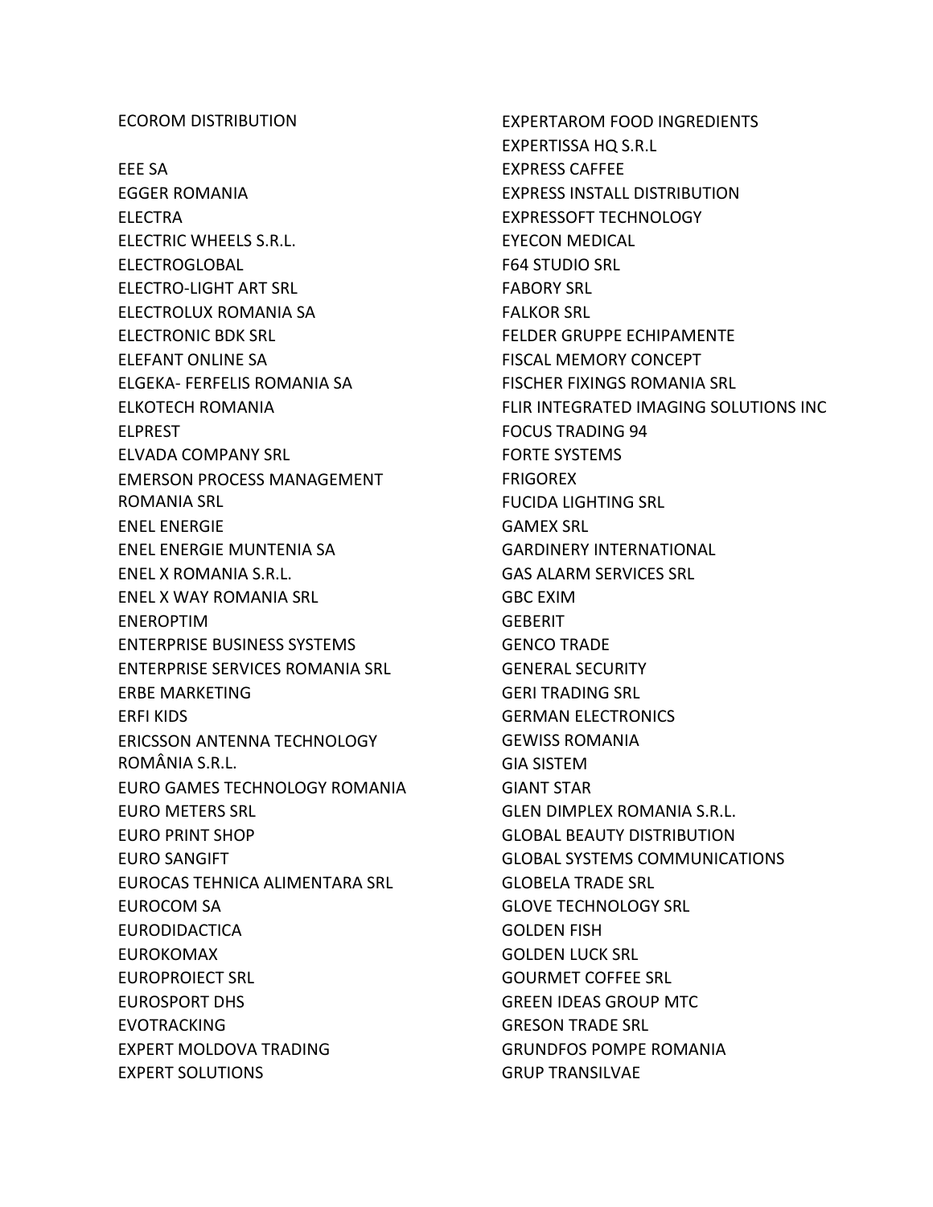ECOROM DISTRIBUTION

EEE SA
EGGER ROMANIA
ELECTRA
ELECTRIC WHEELS S.R.L.
ELECTROGLOBAL
ELECTRO-LIGHT ART SRL
ELECTROLUX ROMANIA SA
ELECTRONIC BDK SRL
ELEFANT ONLINE SA
ELGEKA- FERFELIS ROMANIA SA
ELKOTECH ROMANIA
ELPREST
ELVADA COMPANY SRL
EMERSON PROCESS MANAGEMENT ROMANIA SRL
ENEL ENERGIE
ENEL ENERGIE MUNTENIA SA
ENEL X ROMANIA S.R.L.
ENEL X WAY ROMANIA SRL
ENEROPTIM
ENTERPRISE BUSINESS SYSTEMS
ENTERPRISE SERVICES ROMANIA SRL
ERBE MARKETING
ERFI KIDS
ERICSSON ANTENNA TECHNOLOGY ROMÂNIA S.R.L.
EURO GAMES TECHNOLOGY ROMANIA
EURO METERS SRL
EURO PRINT SHOP
EURO SANGIFT
EUROCAS TEHNICA ALIMENTARA SRL
EUROCOM SA
EURODIDACTICA
EUROKOMAX
EUROPROIECT SRL
EUROSPORT DHS
EVOTRACKING
EXPERT MOLDOVA TRADING
EXPERT SOLUTIONS
EXPERTAROM FOOD INGREDIENTS
EXPERTISSA HQ S.R.L
EXPRESS CAFFEE
EXPRESS INSTALL DISTRIBUTION
EXPRESSOFT TECHNOLOGY
EYECON MEDICAL
F64 STUDIO SRL
FABORY SRL
FALKOR SRL
FELDER GRUPPE ECHIPAMENTE
FISCAL MEMORY CONCEPT
FISCHER FIXINGS ROMANIA SRL
FLIR INTEGRATED IMAGING SOLUTIONS INC
FOCUS TRADING 94
FORTE SYSTEMS
FRIGOREX
FUCIDA LIGHTING SRL
GAMEX SRL
GARDINERY INTERNATIONAL
GAS ALARM SERVICES SRL
GBC EXIM
GEBERIT
GENCO TRADE
GENERAL SECURITY
GERI TRADING SRL
GERMAN ELECTRONICS
GEWISS ROMANIA
GIA SISTEM
GIANT STAR
GLEN DIMPLEX ROMANIA S.R.L.
GLOBAL BEAUTY DISTRIBUTION
GLOBAL SYSTEMS COMMUNICATIONS
GLOBELA TRADE SRL
GLOVE TECHNOLOGY SRL
GOLDEN FISH
GOLDEN LUCK SRL
GOURMET COFFEE SRL
GREEN IDEAS GROUP MTC
GRESON TRADE SRL
GRUNDFOS POMPE ROMANIA
GRUP TRANSILVAE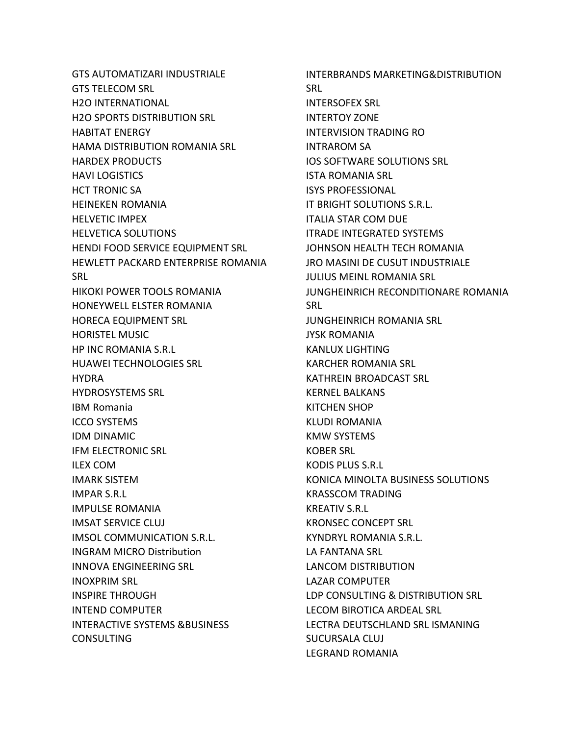GTS AUTOMATIZARI INDUSTRIALE
GTS TELECOM SRL
H2O INTERNATIONAL
H2O SPORTS DISTRIBUTION SRL
HABITAT ENERGY
HAMA DISTRIBUTION ROMANIA SRL
HARDEX PRODUCTS
HAVI LOGISTICS
HCT TRONIC SA
HEINEKEN ROMANIA
HELVETIC IMPEX
HELVETICA SOLUTIONS
HENDI FOOD SERVICE EQUIPMENT SRL
HEWLETT PACKARD ENTERPRISE ROMANIA SRL
HIKOKI POWER TOOLS ROMANIA
HONEYWELL ELSTER ROMANIA
HORECA EQUIPMENT SRL
HORISTEL MUSIC
HP INC ROMANIA S.R.L
HUAWEI TECHNOLOGIES SRL
HYDRA
HYDROSYSTEMS SRL
IBM Romania
ICCO SYSTEMS
IDM DINAMIC
IFM ELECTRONIC SRL
ILEX COM
IMARK SISTEM
IMPAR S.R.L
IMPULSE ROMANIA
IMSAT SERVICE CLUJ
IMSOL COMMUNICATION S.R.L.
INGRAM MICRO Distribution
INNOVA ENGINEERING SRL
INOXPRIM SRL
INSPIRE THROUGH
INTEND COMPUTER
INTERACTIVE SYSTEMS &BUSINESS CONSULTING
INTERBRANDS MARKETING&DISTRIBUTION SRL
INTERSOFEX SRL
INTERTOY ZONE
INTERVISION TRADING RO
INTRAROM SA
IOS SOFTWARE SOLUTIONS SRL
ISTA ROMANIA SRL
ISYS PROFESSIONAL
IT BRIGHT SOLUTIONS S.R.L.
ITALIA STAR COM DUE
ITRADE INTEGRATED SYSTEMS
JOHNSON HEALTH TECH ROMANIA
JRO MASINI DE CUSUT INDUSTRIALE
JULIUS MEINL ROMANIA SRL
JUNGHEINRICH RECONDITIONARE ROMANIA SRL
JUNGHEINRICH ROMANIA SRL
JYSK ROMANIA
KANLUX LIGHTING
KARCHER ROMANIA SRL
KATHREIN BROADCAST SRL
KERNEL BALKANS
KITCHEN SHOP
KLUDI ROMANIA
KMW SYSTEMS
KOBER SRL
KODIS PLUS S.R.L
KONICA MINOLTA BUSINESS SOLUTIONS
KRASSCOM TRADING
KREATIV S.R.L
KRONSEC CONCEPT SRL
KYNDRYL ROMANIA S.R.L.
LA FANTANA SRL
LANCOM DISTRIBUTION
LAZAR COMPUTER
LDP CONSULTING & DISTRIBUTION SRL
LECOM BIROTICA ARDEAL SRL
LECTRA DEUTSCHLAND SRL ISMANING SUCURSALA CLUJ
LEGRAND ROMANIA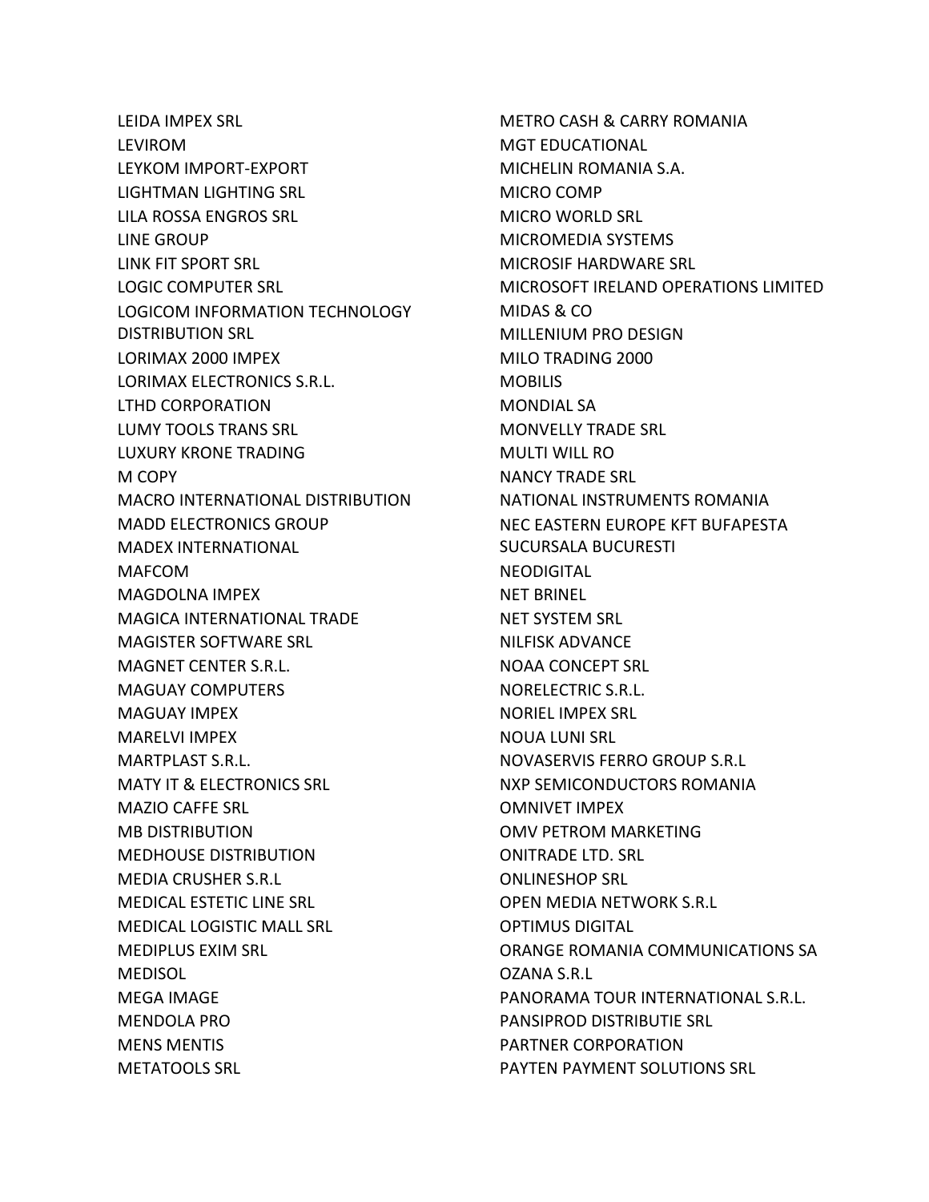LEIDA IMPEX SRL
LEVIROM
LEYKOM IMPORT-EXPORT
LIGHTMAN LIGHTING SRL
LILA ROSSA ENGROS SRL
LINE GROUP
LINK FIT SPORT SRL
LOGIC COMPUTER SRL
LOGICOM INFORMATION TECHNOLOGY DISTRIBUTION SRL
LORIMAX 2000 IMPEX
LORIMAX ELECTRONICS S.R.L.
LTHD CORPORATION
LUMY TOOLS TRANS SRL
LUXURY KRONE TRADING
M COPY
MACRO INTERNATIONAL DISTRIBUTION
MADD ELECTRONICS GROUP
MADEX INTERNATIONAL
MAFCOM
MAGDOLNA IMPEX
MAGICA INTERNATIONAL TRADE
MAGISTER SOFTWARE SRL
MAGNET CENTER S.R.L.
MAGUAY COMPUTERS
MAGUAY IMPEX
MARELVI IMPEX
MARTPLAST S.R.L.
MATY IT & ELECTRONICS SRL
MAZIO CAFFE SRL
MB DISTRIBUTION
MEDHOUSE DISTRIBUTION
MEDIA CRUSHER S.R.L
MEDICAL ESTETIC LINE SRL
MEDICAL LOGISTIC MALL SRL
MEDIPLUS EXIM SRL
MEDISOL
MEGA IMAGE
MENDOLA PRO
MENS MENTIS
METATOOLS SRL
METRO CASH & CARRY ROMANIA
MGT EDUCATIONAL
MICHELIN ROMANIA S.A.
MICRO COMP
MICRO WORLD SRL
MICROMEDIA SYSTEMS
MICROSIF HARDWARE SRL
MICROSOFT IRELAND OPERATIONS LIMITED
MIDAS & CO
MILLENIUM PRO DESIGN
MILO TRADING 2000
MOBILIS
MONDIAL SA
MONVELLY TRADE SRL
MULTI WILL RO
NANCY TRADE SRL
NATIONAL INSTRUMENTS ROMANIA
NEC EASTERN EUROPE KFT BUFAPESTA SUCURSALA BUCURESTI
NEODIGITAL
NET BRINEL
NET SYSTEM SRL
NILFISK ADVANCE
NOAA CONCEPT SRL
NORELECTRIC S.R.L.
NORIEL IMPEX SRL
NOUA LUNI SRL
NOVASERVIS FERRO GROUP S.R.L
NXP SEMICONDUCTORS ROMANIA
OMNIVET IMPEX
OMV PETROM MARKETING
ONITRADE LTD. SRL
ONLINESHOP SRL
OPEN MEDIA NETWORK S.R.L
OPTIMUS DIGITAL
ORANGE ROMANIA COMMUNICATIONS SA
OZANA S.R.L
PANORAMA TOUR INTERNATIONAL S.R.L.
PANSIPROD DISTRIBUTIE SRL
PARTNER CORPORATION
PAYTEN PAYMENT SOLUTIONS SRL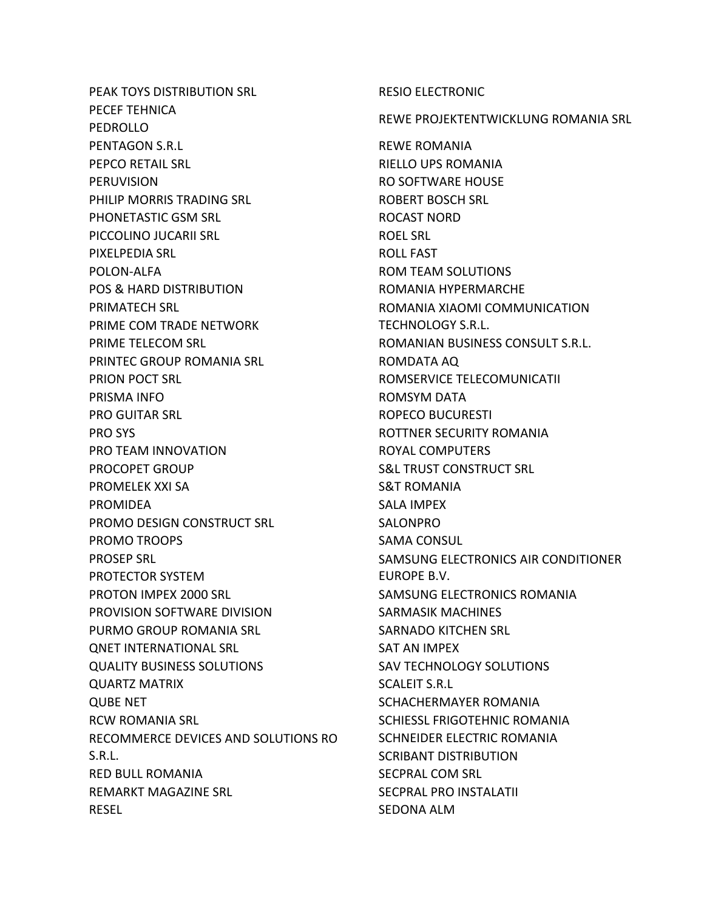PEAK TOYS DISTRIBUTION SRL
PECEF TEHNICA
PEDROLLO
PENTAGON S.R.L
PEPCO RETAIL SRL
PERUVISION
PHILIP MORRIS TRADING SRL
PHONETASTIC GSM SRL
PICCOLINO JUCARII SRL
PIXELPEDIA SRL
POLON-ALFA
POS & HARD DISTRIBUTION
PRIMATECH SRL
PRIME COM TRADE NETWORK
PRIME TELECOM SRL
PRINTEC GROUP ROMANIA SRL
PRION POCT SRL
PRISMA INFO
PRO GUITAR SRL
PRO SYS
PRO TEAM INNOVATION
PROCOPET GROUP
PROMELEK XXI SA
PROMIDEA
PROMO DESIGN CONSTRUCT SRL
PROMO TROOPS
PROSEP SRL
PROTECTOR SYSTEM
PROTON IMPEX 2000 SRL
PROVISION SOFTWARE DIVISION
PURMO GROUP ROMANIA SRL
QNET INTERNATIONAL SRL
QUALITY BUSINESS SOLUTIONS
QUARTZ MATRIX
QUBE NET
RCW ROMANIA SRL
RECOMMERCE DEVICES AND SOLUTIONS RO S.R.L.
RED BULL ROMANIA
REMARKT MAGAZINE SRL
RESEL
RESIO ELECTRONIC
REWE PROJEKTENTWICKLUNG ROMANIA SRL
REWE ROMANIA
RIELLO UPS ROMANIA
RO SOFTWARE HOUSE
ROBERT BOSCH SRL
ROCAST NORD
ROEL SRL
ROLL FAST
ROM TEAM SOLUTIONS
ROMANIA HYPERMARCHE
ROMANIA XIAOMI COMMUNICATION TECHNOLOGY S.R.L.
ROMANIAN BUSINESS CONSULT S.R.L.
ROMDATA AQ
ROMSERVICE TELECOMUNICATII
ROMSYM DATA
ROPECO BUCURESTI
ROTTNER SECURITY ROMANIA
ROYAL COMPUTERS
S&L TRUST CONSTRUCT SRL
S&T ROMANIA
SALA IMPEX
SALONPRO
SAMA CONSUL
SAMSUNG ELECTRONICS AIR CONDITIONER EUROPE B.V.
SAMSUNG ELECTRONICS ROMANIA
SARMASIK MACHINES
SARNADO KITCHEN SRL
SAT AN IMPEX
SAV TECHNOLOGY SOLUTIONS
SCALEIT S.R.L
SCHACHERMAYER ROMANIA
SCHIESSL FRIGOTEHNIC ROMANIA
SCHNEIDER ELECTRIC ROMANIA
SCRIBANT DISTRIBUTION
SECPRAL COM SRL
SECPRAL PRO INSTALATII
SEDONA ALM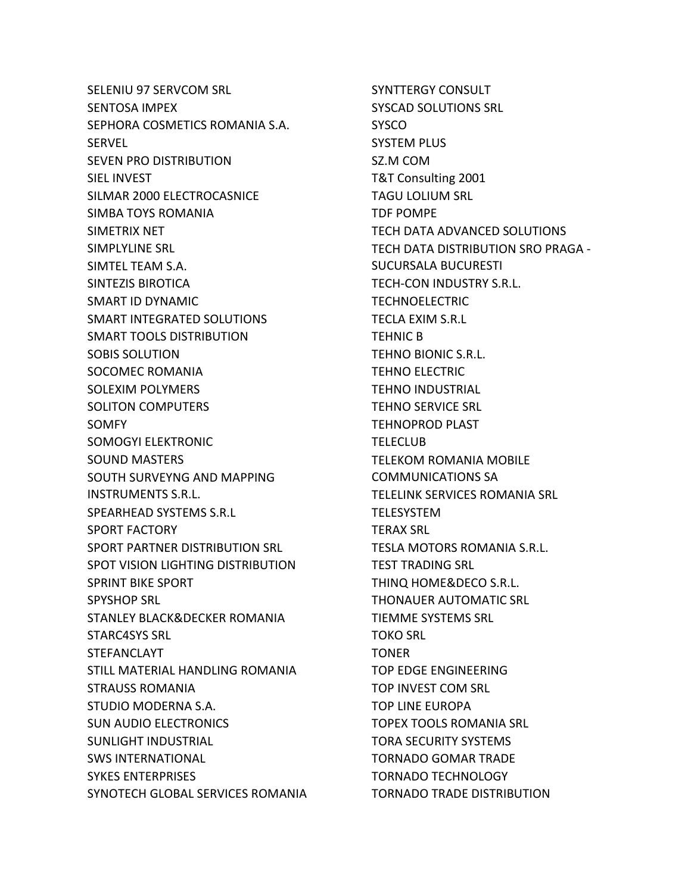SELENIU 97 SERVCOM SRL
SENTOSA IMPEX
SEPHORA COSMETICS ROMANIA S.A.
SERVEL
SEVEN PRO DISTRIBUTION
SIEL INVEST
SILMAR 2000 ELECTROCASNICE
SIMBA TOYS ROMANIA
SIMETRIX NET
SIMPLYLINE SRL
SIMTEL TEAM S.A.
SINTEZIS BIROTICA
SMART ID DYNAMIC
SMART INTEGRATED SOLUTIONS
SMART TOOLS DISTRIBUTION
SOBIS SOLUTION
SOCOMEC ROMANIA
SOLEXIM POLYMERS
SOLITON COMPUTERS
SOMFY
SOMOGYI ELEKTRONIC
SOUND MASTERS
SOUTH SURVEYNG AND MAPPING INSTRUMENTS S.R.L.
SPEARHEAD SYSTEMS S.R.L
SPORT FACTORY
SPORT PARTNER DISTRIBUTION SRL
SPOT VISION LIGHTING DISTRIBUTION
SPRINT BIKE SPORT
SPYSHOP SRL
STANLEY BLACK&DECKER ROMANIA
STARC4SYS SRL
STEFANCLAYT
STILL MATERIAL HANDLING ROMANIA
STRAUSS ROMANIA
STUDIO MODERNA S.A.
SUN AUDIO ELECTRONICS
SUNLIGHT INDUSTRIAL
SWS INTERNATIONAL
SYKES ENTERPRISES
SYNOTECH GLOBAL SERVICES ROMANIA
SYNTTERGY CONSULT
SYSCAD SOLUTIONS SRL
SYSCO
SYSTEM PLUS
SZ.M COM
T&T Consulting 2001
TAGU LOLIUM SRL
TDF POMPE
TECH DATA ADVANCED SOLUTIONS
TECH DATA DISTRIBUTION SRO PRAGA - SUCURSALA BUCURESTI
TECH-CON INDUSTRY S.R.L.
TECHNOELECTRIC
TECLA EXIM S.R.L
TEHNIC B
TEHNO BIONIC S.R.L.
TEHNO ELECTRIC
TEHNO INDUSTRIAL
TEHNO SERVICE SRL
TEHNOPROD PLAST
TELECLUB
TELEKOM ROMANIA MOBILE COMMUNICATIONS SA
TELELINK SERVICES ROMANIA SRL
TELESYSTEM
TERAX SRL
TESLA MOTORS ROMANIA S.R.L.
TEST TRADING SRL
THINQ HOME&DECO S.R.L.
THONAUER AUTOMATIC SRL
TIEMME SYSTEMS SRL
TOKO SRL
TONER
TOP EDGE ENGINEERING
TOP INVEST COM SRL
TOP LINE EUROPA
TOPEX TOOLS ROMANIA SRL
TORA SECURITY SYSTEMS
TORNADO GOMAR TRADE
TORNADO TECHNOLOGY
TORNADO TRADE DISTRIBUTION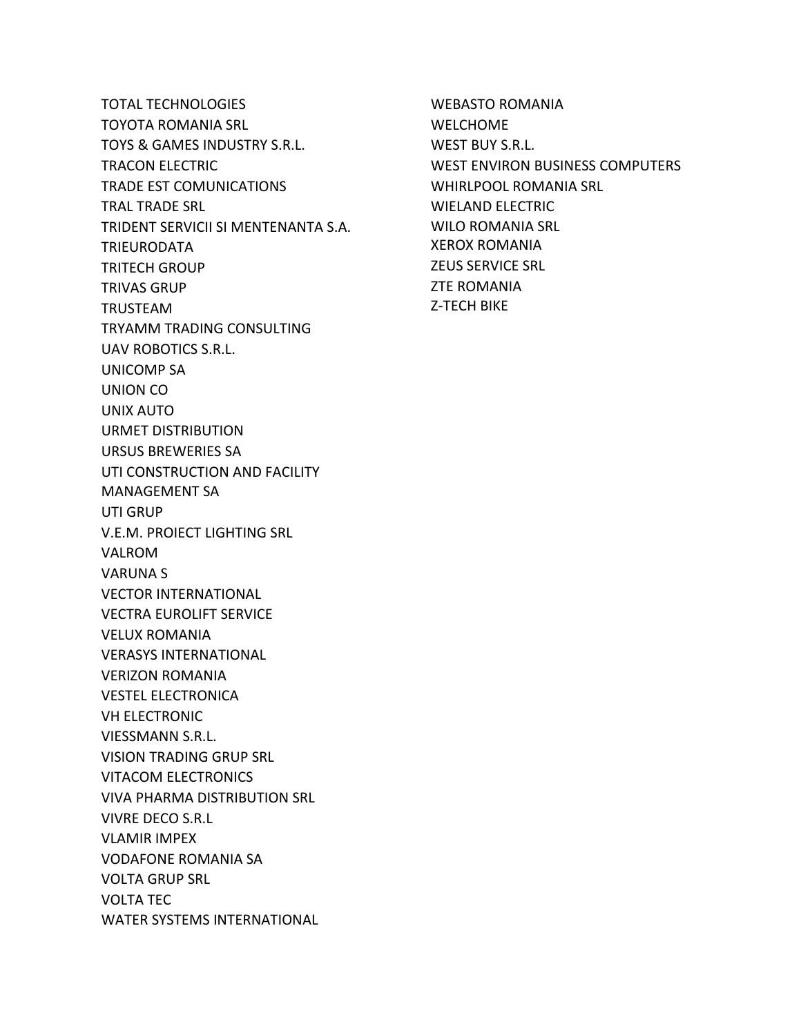TOTAL TECHNOLOGIES
TOYOTA ROMANIA SRL
TOYS & GAMES INDUSTRY S.R.L.
TRACON ELECTRIC
TRADE EST COMUNICATIONS
TRAL TRADE SRL
TRIDENT SERVICII SI MENTENANTA S.A.
TRIEURODATA
TRITECH GROUP
TRIVAS GRUP
TRUSTEAM
TRYAMM TRADING CONSULTING
UAV ROBOTICS S.R.L.
UNICOMP SA
UNION CO
UNIX AUTO
URMET DISTRIBUTION
URSUS BREWERIES SA
UTI CONSTRUCTION AND FACILITY MANAGEMENT SA
UTI GRUP
V.E.M. PROIECT LIGHTING SRL
VALROM
VARUNA S
VECTOR INTERNATIONAL
VECTRA EUROLIFT SERVICE
VELUX ROMANIA
VERASYS INTERNATIONAL
VERIZON ROMANIA
VESTEL ELECTRONICA
VH ELECTRONIC
VIESSMANN S.R.L.
VISION TRADING GRUP SRL
VITACOM ELECTRONICS
VIVA PHARMA DISTRIBUTION SRL
VIVRE DECO S.R.L
VLAMIR IMPEX
VODAFONE ROMANIA SA
VOLTA GRUP SRL
VOLTA TEC
WATER SYSTEMS INTERNATIONAL
WEBASTO ROMANIA
WELCHOME
WEST BUY S.R.L.
WEST ENVIRON BUSINESS COMPUTERS
WHIRLPOOL ROMANIA SRL
WIELAND ELECTRIC
WILO ROMANIA SRL
XEROX ROMANIA
ZEUS SERVICE SRL
ZTE ROMANIA
Z-TECH BIKE